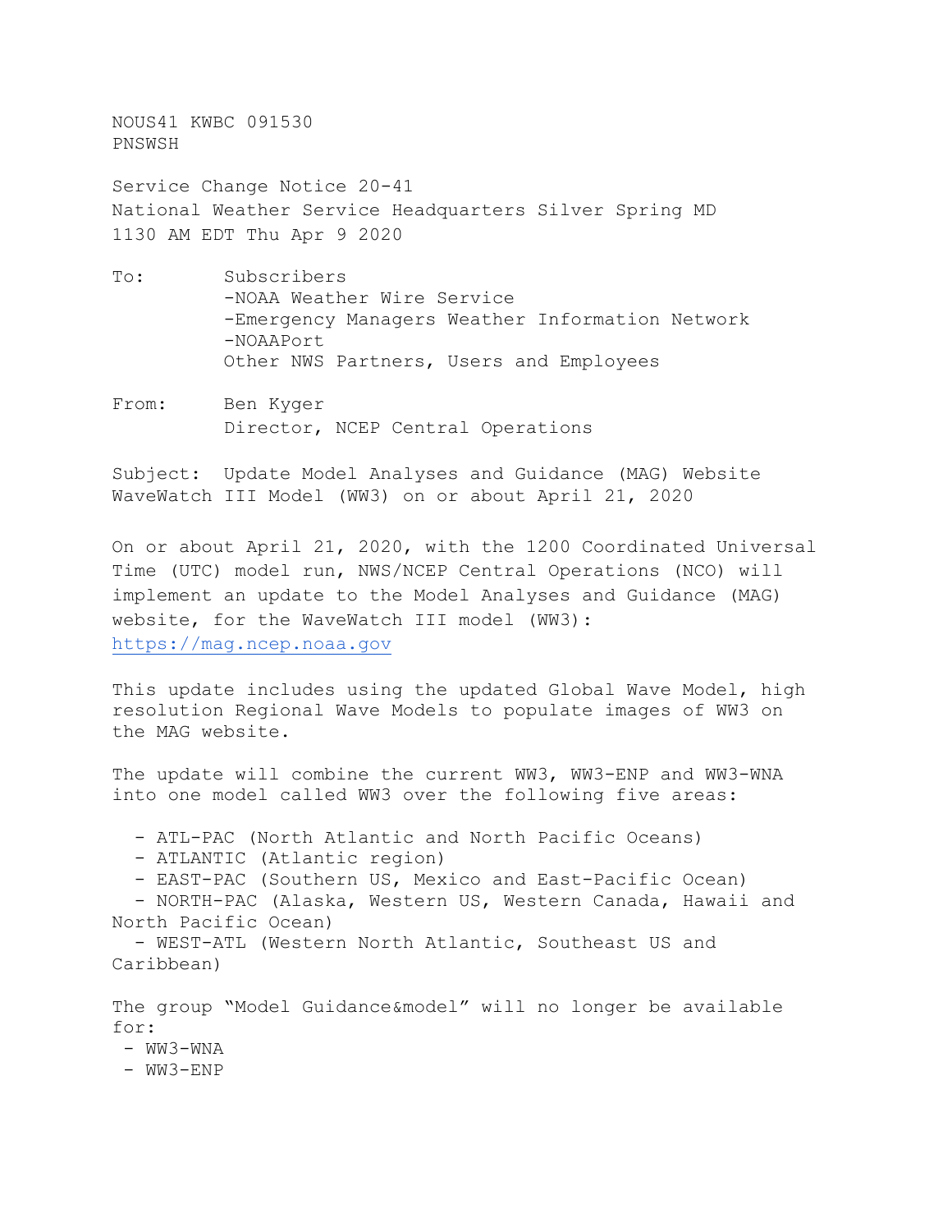NOUS41 KWBC 091530
PNSWSH

Service Change Notice 20-41
National Weather Service Headquarters Silver Spring MD
1130 AM EDT Thu Apr 9 2020

To: Subscribers
-NOAA Weather Wire Service
-Emergency Managers Weather Information Network
-NOAAPort
Other NWS Partners, Users and Employees

From: Ben Kyger
Director, NCEP Central Operations

Subject: Update Model Analyses and Guidance (MAG) Website WaveWatch III Model (WW3) on or about April 21, 2020

On or about April 21, 2020, with the 1200 Coordinated Universal Time (UTC) model run, NWS/NCEP Central Operations (NCO) will implement an update to the Model Analyses and Guidance (MAG) website, for the WaveWatch III model (WW3):
https://mag.ncep.noaa.gov

This update includes using the updated Global Wave Model, high resolution Regional Wave Models to populate images of WW3 on the MAG website.

The update will combine the current WW3, WW3-ENP and WW3-WNA into one model called WW3 over the following five areas:

- ATL-PAC (North Atlantic and North Pacific Oceans)
- ATLANTIC (Atlantic region)
- EAST-PAC (Southern US, Mexico and East-Pacific Ocean)
- NORTH-PAC (Alaska, Western US, Western Canada, Hawaii and North Pacific Ocean)
- WEST-ATL (Western North Atlantic, Southeast US and Caribbean)

The group “Model Guidance&model” will no longer be available for:

- WW3-WNA
- WW3-ENP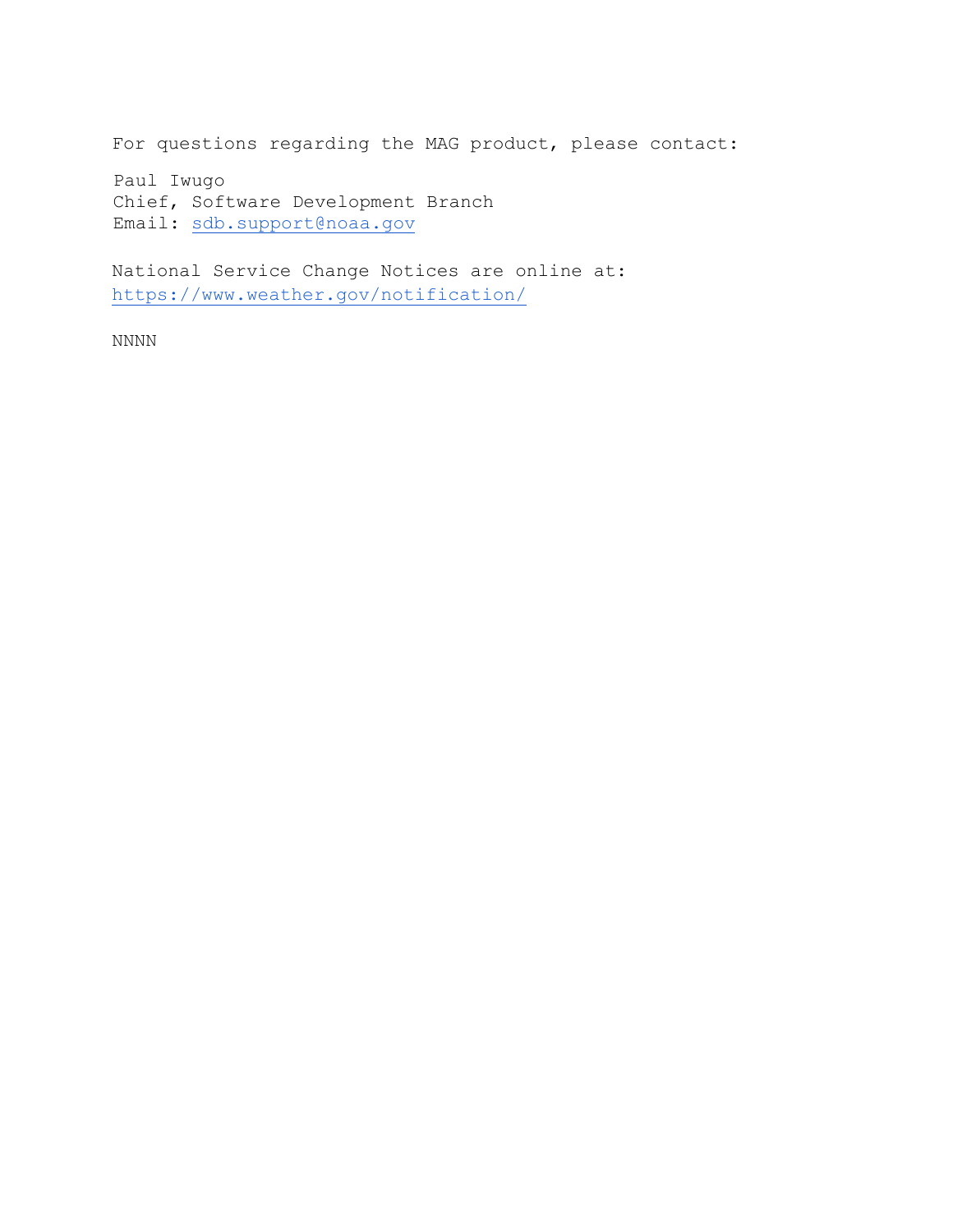For questions regarding the MAG product, please contact:

Paul Iwugo
Chief, Software Development Branch
Email: sdb.support@noaa.gov

National Service Change Notices are online at:
https://www.weather.gov/notification/

NNNN